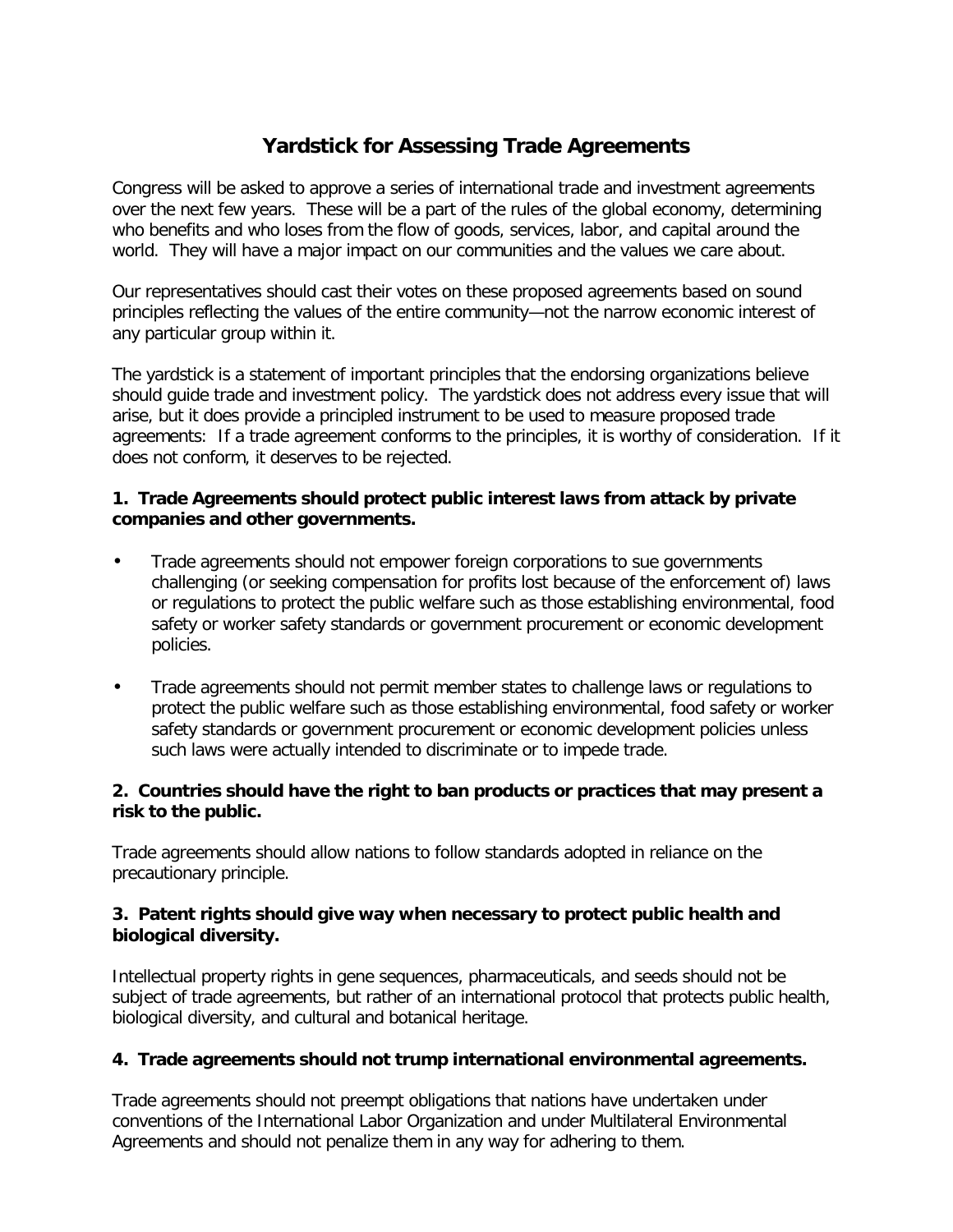# Yardstick for Assessing Trade Agreements

Congress will be asked to approve a series of international trade and investment agreements over the next few years. These will be a part of the rules of the global economy, determining who benefits and who loses from the flow of goods, services, labor, and capital around the world. They will have a major impact on our communities and the values we care about.

Our representatives should cast their votes on these proposed agreements based on sound principles reflecting the values of the entire community—not the narrow economic interest of any particular group within it.

The yardstick is a statement of important principles that the endorsing organizations believe should guide trade and investment policy. The yardstick does not address every issue that will arise, but it does provide a principled instrument to be used to measure proposed trade agreements: If a trade agreement conforms to the principles, it is worthy of consideration. If it does not conform, it deserves to be rejected.

**1. Trade Agreements should protect public interest laws from attack by private companies and other governments.**

- Trade agreements should not empower foreign corporations to sue governments challenging (or seeking compensation for profits lost because of the enforcement of) laws or regulations to protect the public welfare such as those establishing environmental, food safety or worker safety standards or government procurement or economic development policies.
- Trade agreements should not permit member states to challenge laws or regulations to protect the public welfare such as those establishing environmental, food safety or worker safety standards or government procurement or economic development policies unless such laws were actually intended to discriminate or to impede trade.

**2. Countries should have the right to ban products or practices that may present a risk to the public.**

Trade agreements should allow nations to follow standards adopted in reliance on the precautionary principle.

**3. Patent rights should give way when necessary to protect public health and biological diversity.**

Intellectual property rights in gene sequences, pharmaceuticals, and seeds should not be subject of trade agreements, but rather of an international protocol that protects public health, biological diversity, and cultural and botanical heritage.

**4. Trade agreements should not trump international environmental agreements.**

Trade agreements should not preempt obligations that nations have undertaken under conventions of the International Labor Organization and under Multilateral Environmental Agreements and should not penalize them in any way for adhering to them.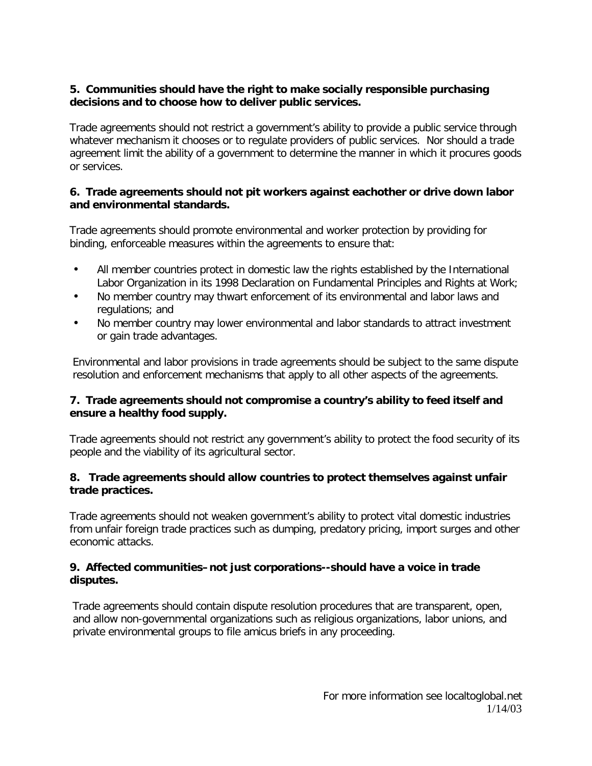**5. Communities should have the right to make socially responsible purchasing decisions and to choose how to deliver public services.**

Trade agreements should not restrict a government's ability to provide a public service through whatever mechanism it chooses or to regulate providers of public services. Nor should a trade agreement limit the ability of a government to determine the manner in which it procures goods or services.

**6. Trade agreements should not pit workers against eachother or drive down labor and environmental standards.**

Trade agreements should promote environmental and worker protection by providing for binding, enforceable measures within the agreements to ensure that:

- All member countries protect in domestic law the rights established by the International Labor Organization in its 1998 Declaration on Fundamental Principles and Rights at Work;
- No member country may thwart enforcement of its environmental and labor laws and regulations; and
- No member country may lower environmental and labor standards to attract investment or gain trade advantages.

Environmental and labor provisions in trade agreements should be subject to the same dispute resolution and enforcement mechanisms that apply to all other aspects of the agreements.

**7. Trade agreements should not compromise a country's ability to feed itself and ensure a healthy food supply.**

Trade agreements should not restrict any government's ability to protect the food security of its people and the viability of its agricultural sector.

**8. Trade agreements should allow countries to protect themselves against unfair trade practices.**

Trade agreements should not weaken government's ability to protect vital domestic industries from unfair foreign trade practices such as dumping, predatory pricing, import surges and other economic attacks.

**9. Affected communities–not just corporations--should have a voice in trade disputes.**

Trade agreements should contain dispute resolution procedures that are transparent, open, and allow non-governmental organizations such as religious organizations, labor unions, and private environmental groups to file amicus briefs in any proceeding.

For more information see localtoglobal.net
1/14/03